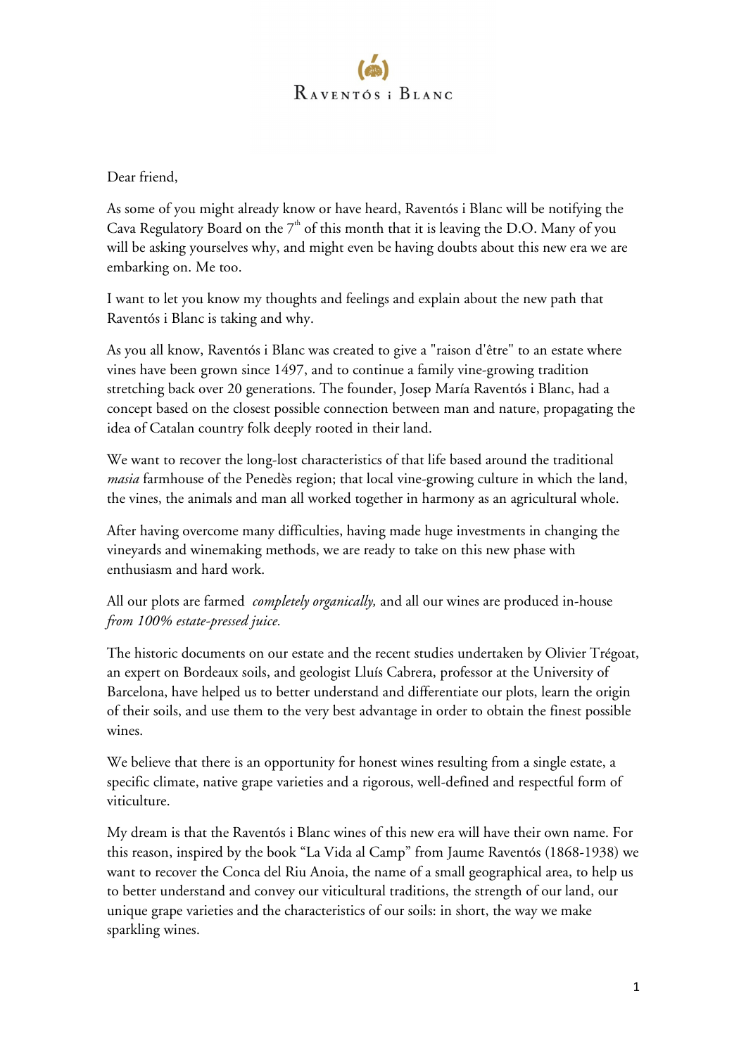Raventós i Blanc

Dear friend,

As some of you might already know or have heard, Raventós i Blanc will be notifying the Cava Regulatory Board on the 7th of this month that it is leaving the D.O. Many of you will be asking yourselves why, and might even be having doubts about this new era we are embarking on. Me too.

I want to let you know my thoughts and feelings and explain about the new path that Raventós i Blanc is taking and why.

As you all know, Raventós i Blanc was created to give a "raison d'être" to an estate where vines have been grown since 1497, and to continue a family vine-growing tradition stretching back over 20 generations. The founder, Josep María Raventós i Blanc, had a concept based on the closest possible connection between man and nature, propagating the idea of Catalan country folk deeply rooted in their land.

We want to recover the long-lost characteristics of that life based around the traditional *masia* farmhouse of the Penedès region; that local vine-growing culture in which the land, the vines, the animals and man all worked together in harmony as an agricultural whole.

After having overcome many difficulties, having made huge investments in changing the vineyards and winemaking methods, we are ready to take on this new phase with enthusiasm and hard work.

All our plots are farmed *completely organically,* and all our wines are produced in-house *from 100% estate-pressed juice.*

The historic documents on our estate and the recent studies undertaken by Olivier Trégoat, an expert on Bordeaux soils, and geologist Lluís Cabrera, professor at the University of Barcelona, have helped us to better understand and differentiate our plots, learn the origin of their soils, and use them to the very best advantage in order to obtain the finest possible wines.

We believe that there is an opportunity for honest wines resulting from a single estate, a specific climate, native grape varieties and a rigorous, well-defined and respectful form of viticulture.

My dream is that the Raventós i Blanc wines of this new era will have their own name. For this reason, inspired by the book "La Vida al Camp" from Jaume Raventós (1868-1938) we want to recover the Conca del Riu Anoia, the name of a small geographical area, to help us to better understand and convey our viticultural traditions, the strength of our land, our unique grape varieties and the characteristics of our soils: in short, the way we make sparkling wines.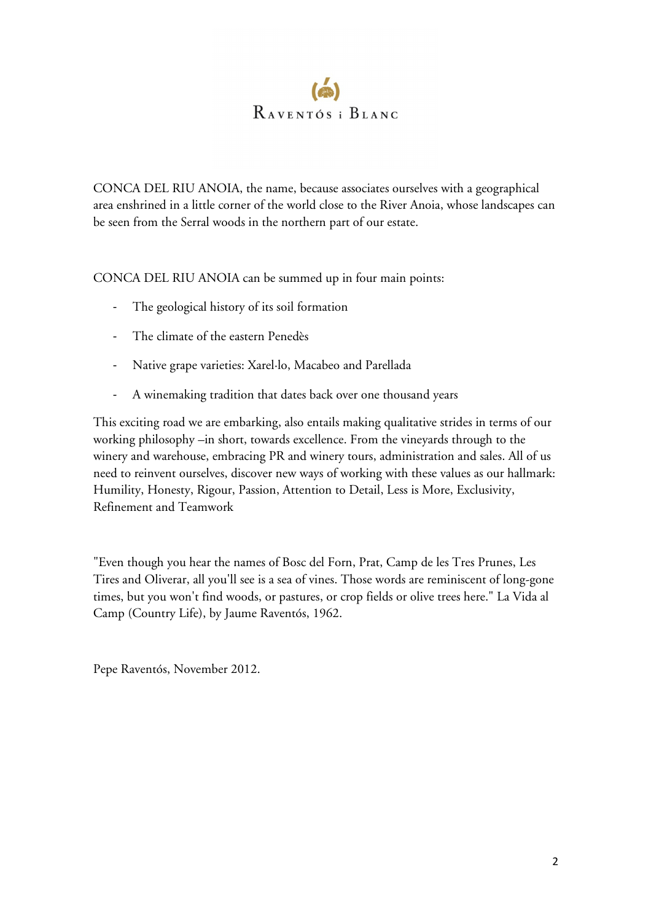RAVENTÓS i BLANC

CONCA DEL RIU ANOIA, the name, because associates ourselves with a geographical area enshrined in a little corner of the world close to the River Anoia, whose landscapes can be seen from the Serral woods in the northern part of our estate.

CONCA DEL RIU ANOIA can be summed up in four main points:

- The geological history of its soil formation
- The climate of the eastern Penedès
- Native grape varieties: Xarel·lo, Macabeo and Parellada
- A winemaking tradition that dates back over one thousand years

This exciting road we are embarking, also entails making qualitative strides in terms of our working philosophy –in short, towards excellence. From the vineyards through to the winery and warehouse, embracing PR and winery tours, administration and sales. All of us need to reinvent ourselves, discover new ways of working with these values as our hallmark: Humility, Honesty, Rigour, Passion, Attention to Detail, Less is More, Exclusivity, Refinement and Teamwork

"Even though you hear the names of Bosc del Forn, Prat, Camp de les Tres Prunes, Les Tires and Oliverar, all you'll see is a sea of vines. Those words are reminiscent of long-gone times, but you won't find woods, or pastures, or crop fields or olive trees here." La Vida al Camp (Country Life), by Jaume Raventós, 1962.

Pepe Raventós, November 2012.